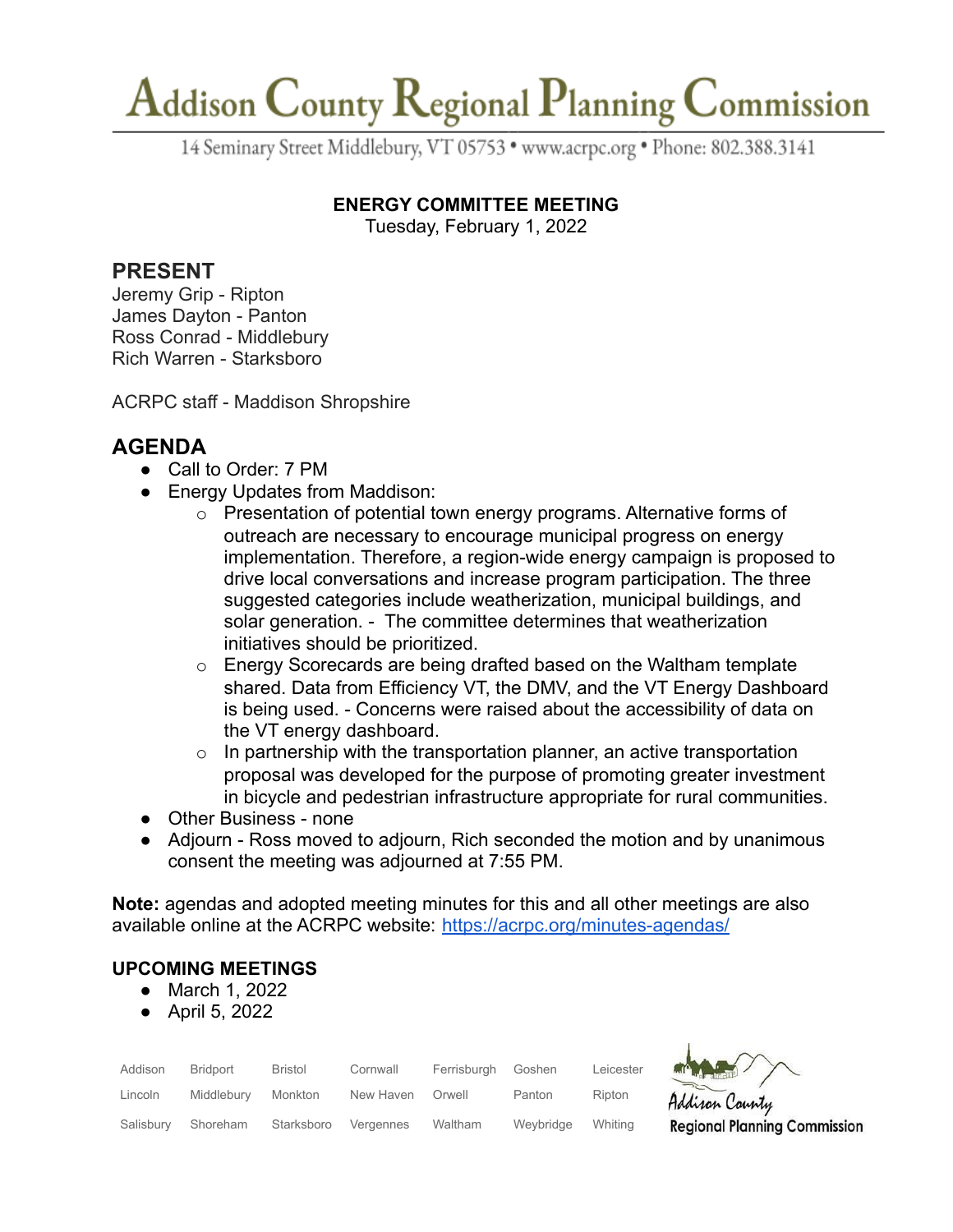# Addison County Regional Planning Commission

14 Seminary Street Middlebury, VT 05753 • www.acrpc.org • Phone: 802.388.3141

**ENERGY COMMITTEE MEETING**
Tuesday, February 1, 2022

## PRESENT

Jeremy Grip - Ripton
James Dayton - Panton
Ross Conrad - Middlebury
Rich Warren - Starksboro

ACRPC staff - Maddison Shropshire

## AGENDA

- Call to Order: 7 PM
- Energy Updates from Maddison:
  - Presentation of potential town energy programs. Alternative forms of outreach are necessary to encourage municipal progress on energy implementation. Therefore, a region-wide energy campaign is proposed to drive local conversations and increase program participation. The three suggested categories include weatherization, municipal buildings, and solar generation. - The committee determines that weatherization initiatives should be prioritized.
  - Energy Scorecards are being drafted based on the Waltham template shared. Data from Efficiency VT, the DMV, and the VT Energy Dashboard is being used. - Concerns were raised about the accessibility of data on the VT energy dashboard.
  - In partnership with the transportation planner, an active transportation proposal was developed for the purpose of promoting greater investment in bicycle and pedestrian infrastructure appropriate for rural communities.
- Other Business - none
- Adjourn - Ross moved to adjourn, Rich seconded the motion and by unanimous consent the meeting was adjourned at 7:55 PM.

**Note:** agendas and adopted meeting minutes for this and all other meetings are also available online at the ACRPC website: https://acrpc.org/minutes-agendas/

### UPCOMING MEETINGS

- March 1, 2022
- April 5, 2022

| Addison | Bridport | Bristol | Cornwall | Ferrisburgh | Goshen | Leicester |
|---|---|---|---|---|---|---|
| Lincoln | Middlebury | Monkton | New Haven | Orwell | Panton | Ripton |
| Salisbury | Shoreham | Starksboro | Vergennes | Waltham | Weybridge | Whiting |

Addison County Regional Planning Commission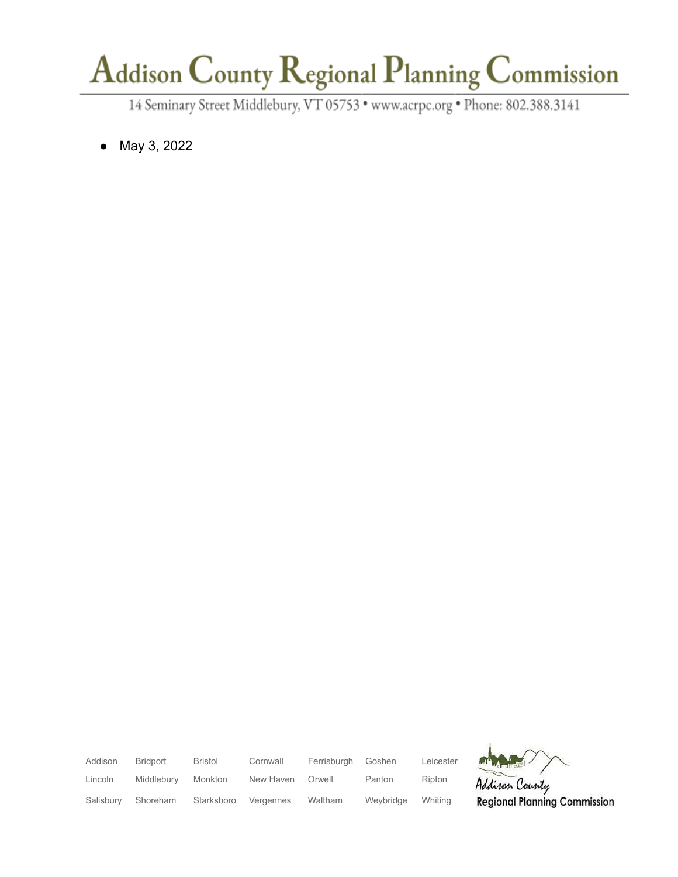- May 3, 2022